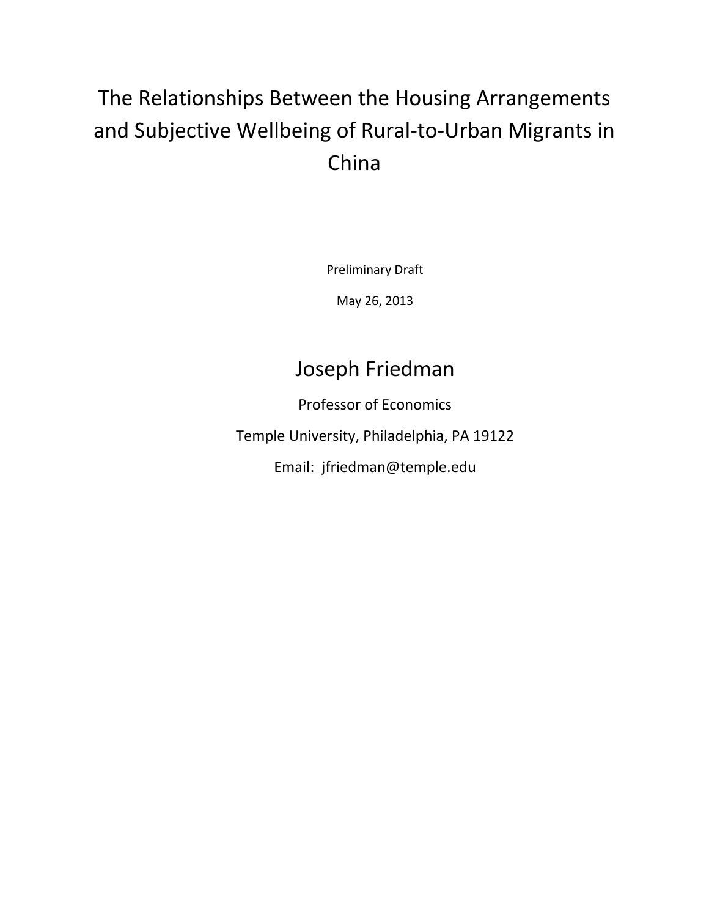# The Relationships Between the Housing Arrangements and Subjective Wellbeing of Rural-to-Urban Migrants in China

Preliminary Draft

May 26, 2013

## Joseph Friedman

Professor of Economics

Temple University, Philadelphia, PA 19122

Email: jfriedman@temple.edu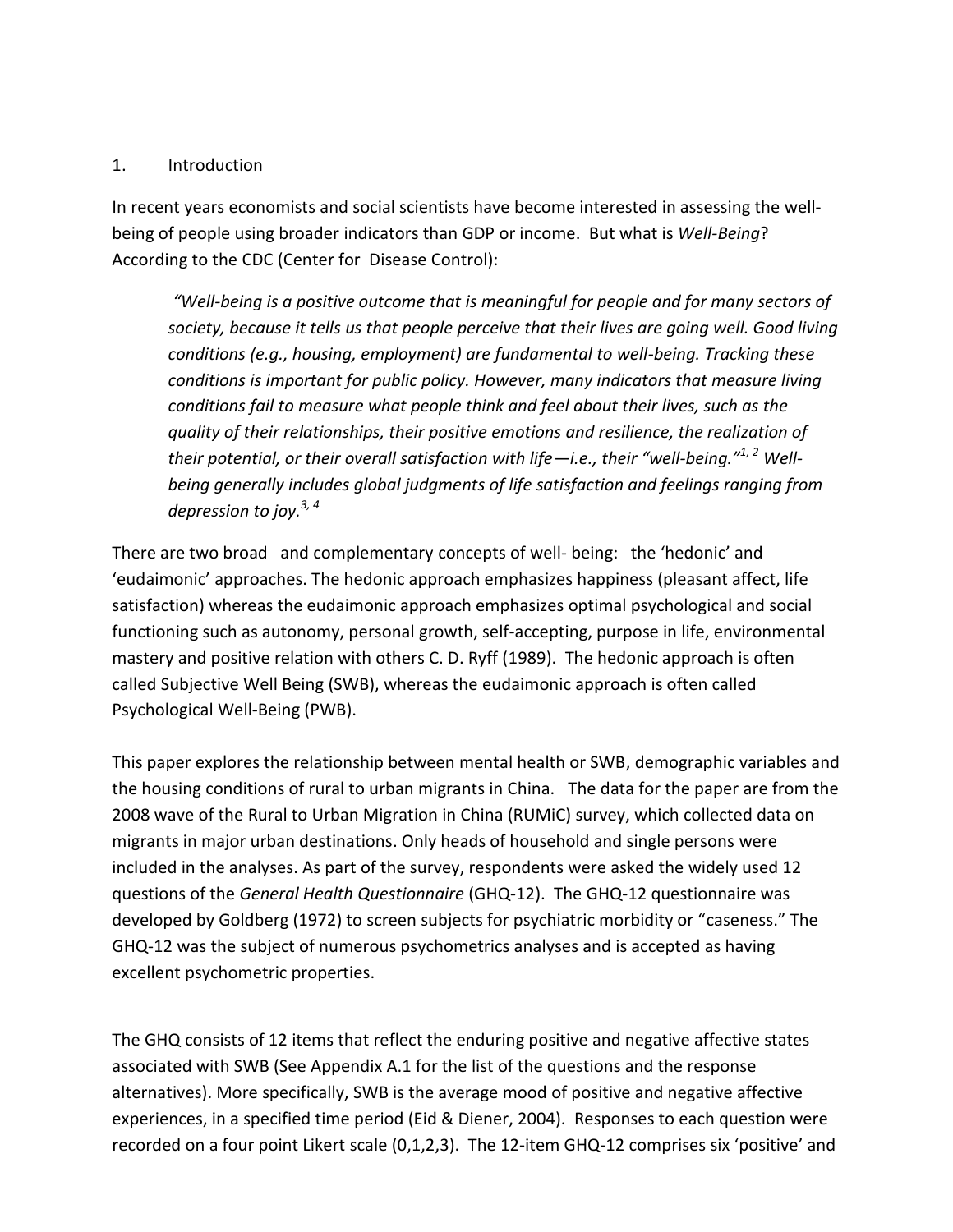## 1. Introduction

In recent years economists and social scientists have become interested in assessing the well-being of people using broader indicators than GDP or income. But what is *Well-Being*? According to the CDC (Center for Disease Control):

> *"Well-being is a positive outcome that is meaningful for people and for many sectors of society, because it tells us that people perceive that their lives are going well. Good living conditions (e.g., housing, employment) are fundamental to well-being. Tracking these conditions is important for public policy. However, many indicators that measure living conditions fail to measure what people think and feel about their lives, such as the quality of their relationships, their positive emotions and resilience, the realization of their potential, or their overall satisfaction with life—i.e., their "well-being."[1, 2] Well-being generally includes global judgments of life satisfaction and feelings ranging from depression to joy.[3, 4]*

There are two broad and complementary concepts of well- being: the 'hedonic' and 'eudaimonic' approaches. The hedonic approach emphasizes happiness (pleasant affect, life satisfaction) whereas the eudaimonic approach emphasizes optimal psychological and social functioning such as autonomy, personal growth, self-accepting, purpose in life, environmental mastery and positive relation with others C. D. Ryff (1989). The hedonic approach is often called Subjective Well Being (SWB), whereas the eudaimonic approach is often called Psychological Well-Being (PWB).

This paper explores the relationship between mental health or SWB, demographic variables and the housing conditions of rural to urban migrants in China. The data for the paper are from the 2008 wave of the Rural to Urban Migration in China (RUMiC) survey, which collected data on migrants in major urban destinations. Only heads of household and single persons were included in the analyses. As part of the survey, respondents were asked the widely used 12 questions of the *General Health Questionnaire* (GHQ-12). The GHQ-12 questionnaire was developed by Goldberg (1972) to screen subjects for psychiatric morbidity or "caseness." The GHQ-12 was the subject of numerous psychometrics analyses and is accepted as having excellent psychometric properties.

The GHQ consists of 12 items that reflect the enduring positive and negative affective states associated with SWB (See Appendix A.1 for the list of the questions and the response alternatives). More specifically, SWB is the average mood of positive and negative affective experiences, in a specified time period (Eid & Diener, 2004). Responses to each question were recorded on a four point Likert scale (0,1,2,3). The 12-item GHQ-12 comprises six 'positive' and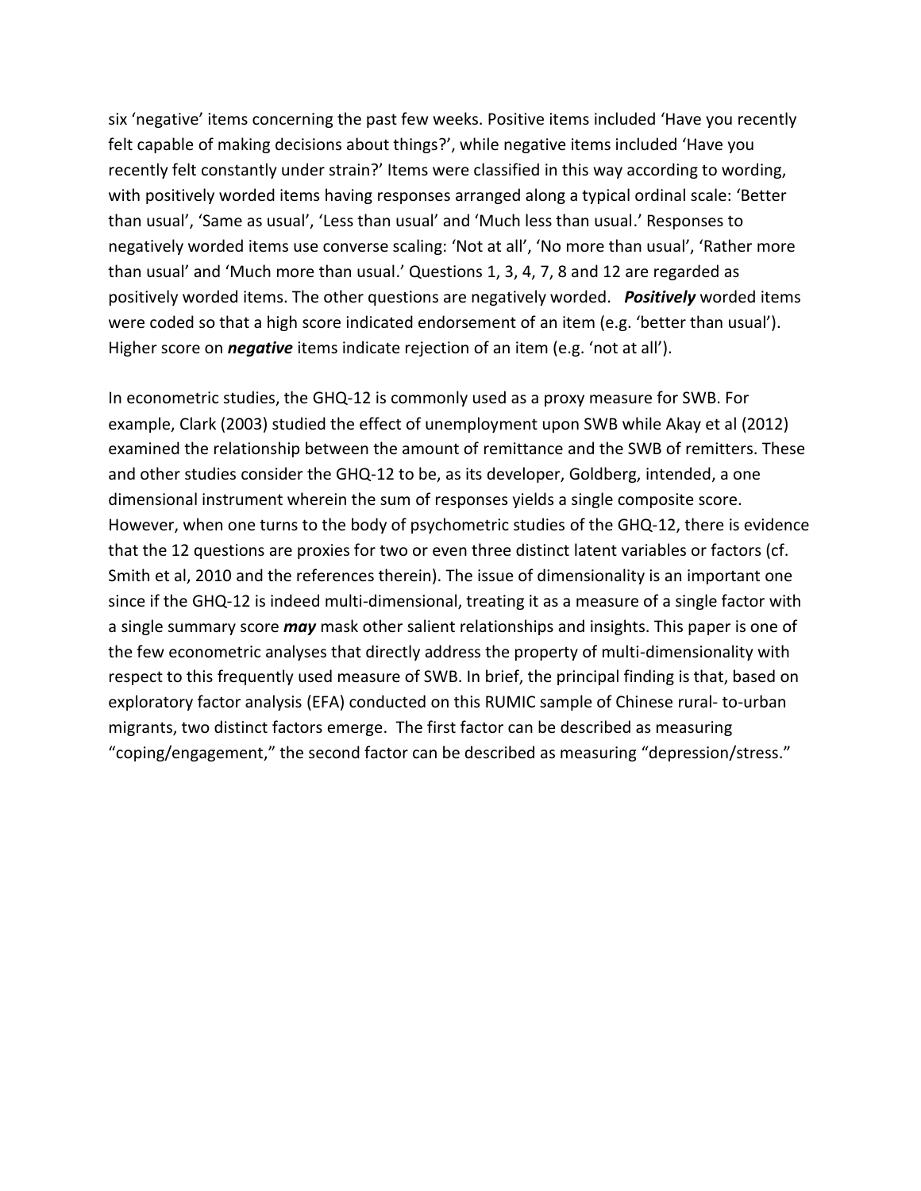six ‘negative’ items concerning the past few weeks. Positive items included ‘Have you recently felt capable of making decisions about things?’, while negative items included ‘Have you recently felt constantly under strain?’ Items were classified in this way according to wording, with positively worded items having responses arranged along a typical ordinal scale: ‘Better than usual’, ‘Same as usual’, ‘Less than usual’ and ‘Much less than usual.’ Responses to negatively worded items use converse scaling: ‘Not at all’, ‘No more than usual’, ‘Rather more than usual’ and ‘Much more than usual.’ Questions 1, 3, 4, 7, 8 and 12 are regarded as positively worded items. The other questions are negatively worded. ***Positively*** worded items were coded so that a high score indicated endorsement of an item (e.g. ‘better than usual’). Higher score on ***negative*** items indicate rejection of an item (e.g. ‘not at all’).

In econometric studies, the GHQ-12 is commonly used as a proxy measure for SWB. For example, Clark (2003) studied the effect of unemployment upon SWB while Akay et al (2012) examined the relationship between the amount of remittance and the SWB of remitters. These and other studies consider the GHQ-12 to be, as its developer, Goldberg, intended, a one dimensional instrument wherein the sum of responses yields a single composite score. However, when one turns to the body of psychometric studies of the GHQ-12, there is evidence that the 12 questions are proxies for two or even three distinct latent variables or factors (cf. Smith et al, 2010 and the references therein). The issue of dimensionality is an important one since if the GHQ-12 is indeed multi-dimensional, treating it as a measure of a single factor with a single summary score ***may*** mask other salient relationships and insights. This paper is one of the few econometric analyses that directly address the property of multi-dimensionality with respect to this frequently used measure of SWB. In brief, the principal finding is that, based on exploratory factor analysis (EFA) conducted on this RUMIC sample of Chinese rural- to-urban migrants, two distinct factors emerge. The first factor can be described as measuring “coping/engagement,” the second factor can be described as measuring “depression/stress.”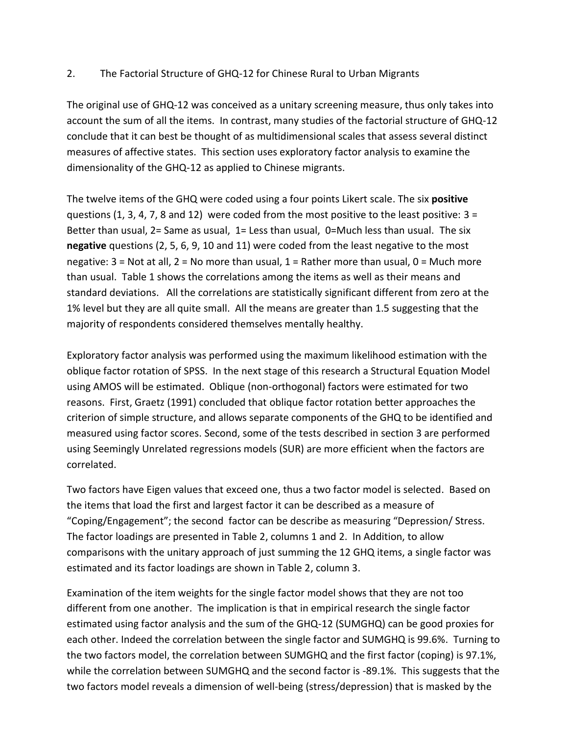## 2. The Factorial Structure of GHQ-12 for Chinese Rural to Urban Migrants

The original use of GHQ-12 was conceived as a unitary screening measure, thus only takes into account the sum of all the items. In contrast, many studies of the factorial structure of GHQ-12 conclude that it can best be thought of as multidimensional scales that assess several distinct measures of affective states. This section uses exploratory factor analysis to examine the dimensionality of the GHQ-12 as applied to Chinese migrants.

The twelve items of the GHQ were coded using a four points Likert scale. The six **positive** questions (1, 3, 4, 7, 8 and 12) were coded from the most positive to the least positive: 3 = Better than usual, 2= Same as usual, 1= Less than usual, 0=Much less than usual. The six **negative** questions (2, 5, 6, 9, 10 and 11) were coded from the least negative to the most negative: 3 = Not at all, 2 = No more than usual, 1 = Rather more than usual, 0 = Much more than usual. Table 1 shows the correlations among the items as well as their means and standard deviations. All the correlations are statistically significant different from zero at the 1% level but they are all quite small. All the means are greater than 1.5 suggesting that the majority of respondents considered themselves mentally healthy.

Exploratory factor analysis was performed using the maximum likelihood estimation with the oblique factor rotation of SPSS. In the next stage of this research a Structural Equation Model using AMOS will be estimated. Oblique (non-orthogonal) factors were estimated for two reasons. First, Graetz (1991) concluded that oblique factor rotation better approaches the criterion of simple structure, and allows separate components of the GHQ to be identified and measured using factor scores. Second, some of the tests described in section 3 are performed using Seemingly Unrelated regressions models (SUR) are more efficient when the factors are correlated.

Two factors have Eigen values that exceed one, thus a two factor model is selected. Based on the items that load the first and largest factor it can be described as a measure of "Coping/Engagement"; the second factor can be describe as measuring "Depression/ Stress. The factor loadings are presented in Table 2, columns 1 and 2. In Addition, to allow comparisons with the unitary approach of just summing the 12 GHQ items, a single factor was estimated and its factor loadings are shown in Table 2, column 3.

Examination of the item weights for the single factor model shows that they are not too different from one another. The implication is that in empirical research the single factor estimated using factor analysis and the sum of the GHQ-12 (SUMGHQ) can be good proxies for each other. Indeed the correlation between the single factor and SUMGHQ is 99.6%. Turning to the two factors model, the correlation between SUMGHQ and the first factor (coping) is 97.1%, while the correlation between SUMGHQ and the second factor is -89.1%. This suggests that the two factors model reveals a dimension of well-being (stress/depression) that is masked by the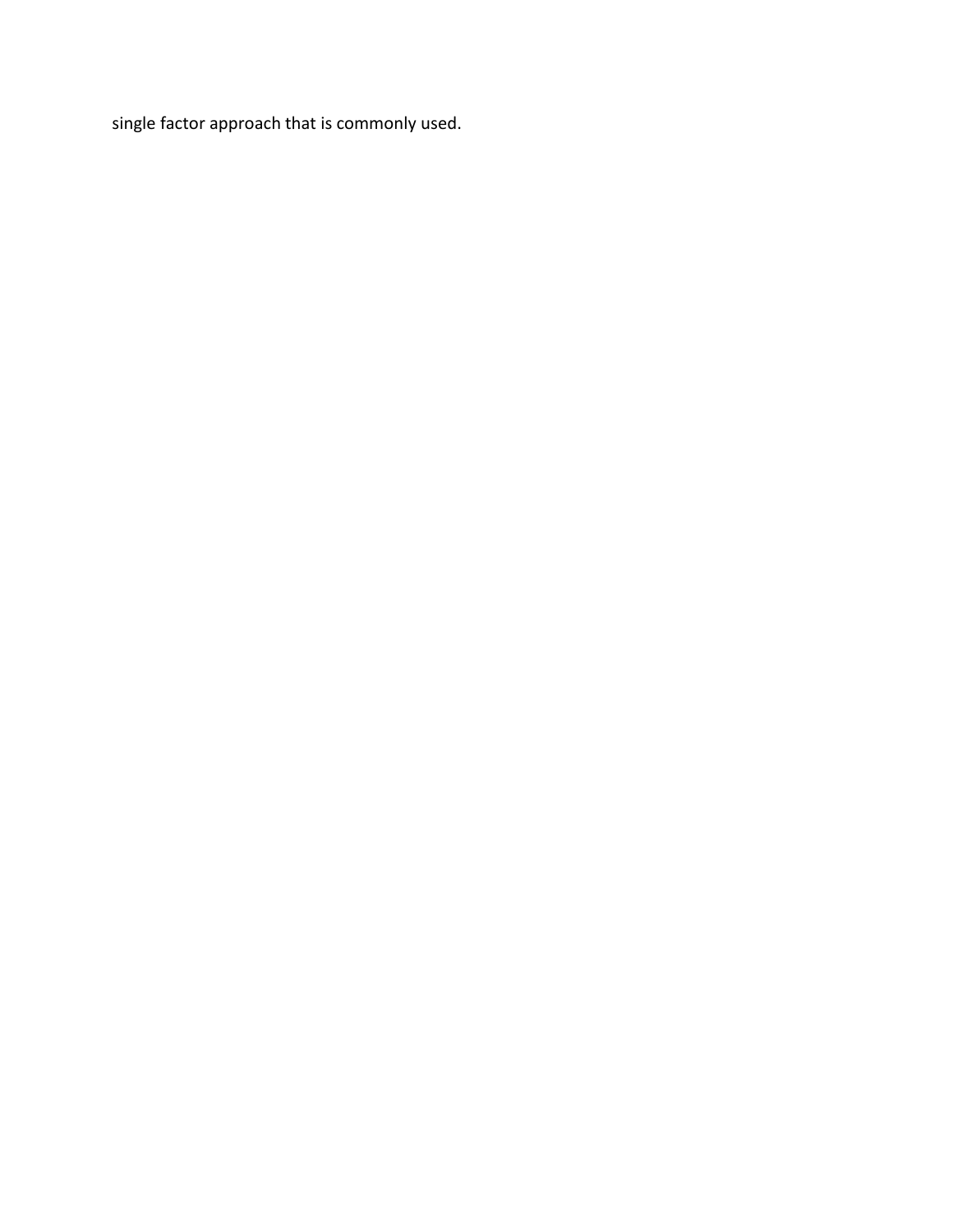single factor approach that is commonly used.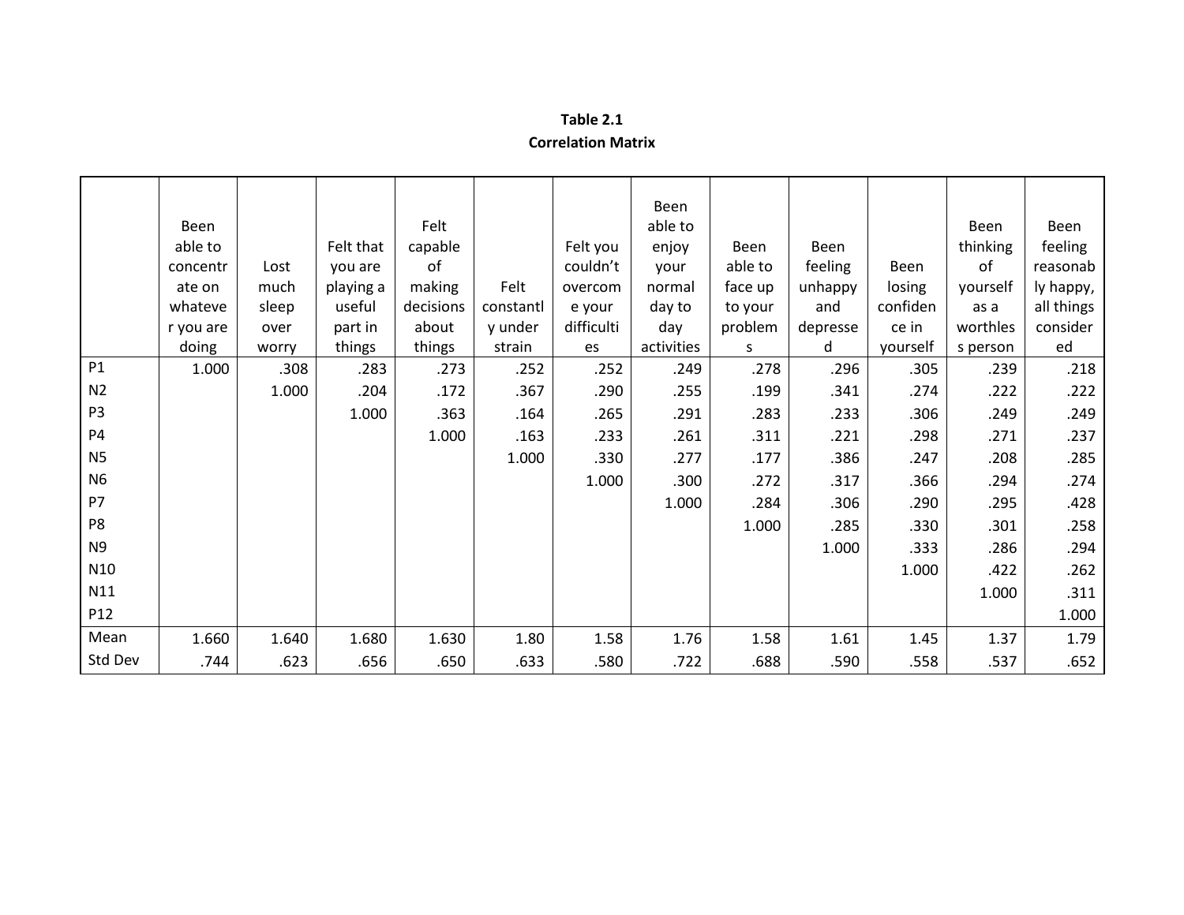**Table 2.1**
**Correlation Matrix**

| | Been able to concentrate on whatever you are doing | Lost much sleep over worry | Felt that you are playing a useful part in things | Felt capable of making decisions about things | Felt constantly under strain | Felt you couldn't overcome your difficulties | Been able to enjoy your normal day to day activities | Been able to face up to your problems | Been feeling unhappy and depressed | Been losing confidence in yourself | Been thinking of yourself as a worthless person | Been feeling reasonably happy, all things considered |
|---|---|---|---|---|---|---|---|---|---|---|---|---|
| P1 | 1.000 | .308 | .283 | .273 | .252 | .252 | .249 | .278 | .296 | .305 | .239 | .218 |
| N2 | | 1.000 | .204 | .172 | .367 | .290 | .255 | .199 | .341 | .274 | .222 | .222 |
| P3 | | | 1.000 | .363 | .164 | .265 | .291 | .283 | .233 | .306 | .249 | .249 |
| P4 | | | | 1.000 | .163 | .233 | .261 | .311 | .221 | .298 | .271 | .237 |
| N5 | | | | | 1.000 | .330 | .277 | .177 | .386 | .247 | .208 | .285 |
| N6 | | | | | | 1.000 | .300 | .272 | .317 | .366 | .294 | .274 |
| P7 | | | | | | | 1.000 | .284 | .306 | .290 | .295 | .428 |
| P8 | | | | | | | | 1.000 | .285 | .330 | .301 | .258 |
| N9 | | | | | | | | | 1.000 | .333 | .286 | .294 |
| N10 | | | | | | | | | | 1.000 | .422 | .262 |
| N11 | | | | | | | | | | | 1.000 | .311 |
| P12 | | | | | | | | | | | | 1.000 |
| Mean | 1.660 | 1.640 | 1.680 | 1.630 | 1.80 | 1.58 | 1.76 | 1.58 | 1.61 | 1.45 | 1.37 | 1.79 |
| Std Dev | .744 | .623 | .656 | .650 | .633 | .580 | .722 | .688 | .590 | .558 | .537 | .652 |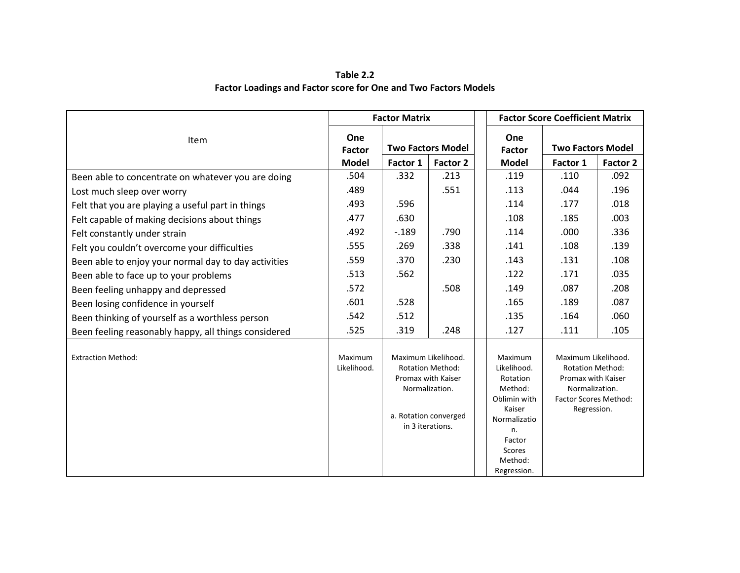**Table 2.2**
**Factor Loadings and Factor score for One and Two Factors Models**

| Item | Factor Matrix | | | Factor Score Coefficient Matrix | | |
|---|---|---|---|---|---|---|
| | One Factor Model | Two Factors Model | | One Factor Model | Two Factors Model | |
| | | Factor 1 | Factor 2 | | Factor 1 | Factor 2 |
| Been able to concentrate on whatever you are doing | .504 | .332 | .213 | .119 | .110 | .092 |
| Lost much sleep over worry | .489 | | .551 | .113 | .044 | .196 |
| Felt that you are playing a useful part in things | .493 | .596 | | .114 | .177 | .018 |
| Felt capable of making decisions about things | .477 | .630 | | .108 | .185 | .003 |
| Felt constantly under strain | .492 | -.189 | .790 | .114 | .000 | .336 |
| Felt you couldn't overcome your difficulties | .555 | .269 | .338 | .141 | .108 | .139 |
| Been able to enjoy your normal day to day activities | .559 | .370 | .230 | .143 | .131 | .108 |
| Been able to face up to your problems | .513 | .562 | | .122 | .171 | .035 |
| Been feeling unhappy and depressed | .572 | | .508 | .149 | .087 | .208 |
| Been losing confidence in yourself | .601 | .528 | | .165 | .189 | .087 |
| Been thinking of yourself as a worthless person | .542 | .512 | | .135 | .164 | .060 |
| Been feeling reasonably happy, all things considered | .525 | .319 | .248 | .127 | .111 | .105 |
| Extraction Method: | Maximum Likelihood. | Maximum Likelihood. Rotation Method: Promax with Kaiser Normalization. a. Rotation converged in 3 iterations. | | Maximum Likelihood. Rotation Method: Oblimin with Kaiser Normalization. Factor Scores Method: Regression. | Maximum Likelihood. Rotation Method: Promax with Kaiser Normalization. Factor Scores Method: Regression. | |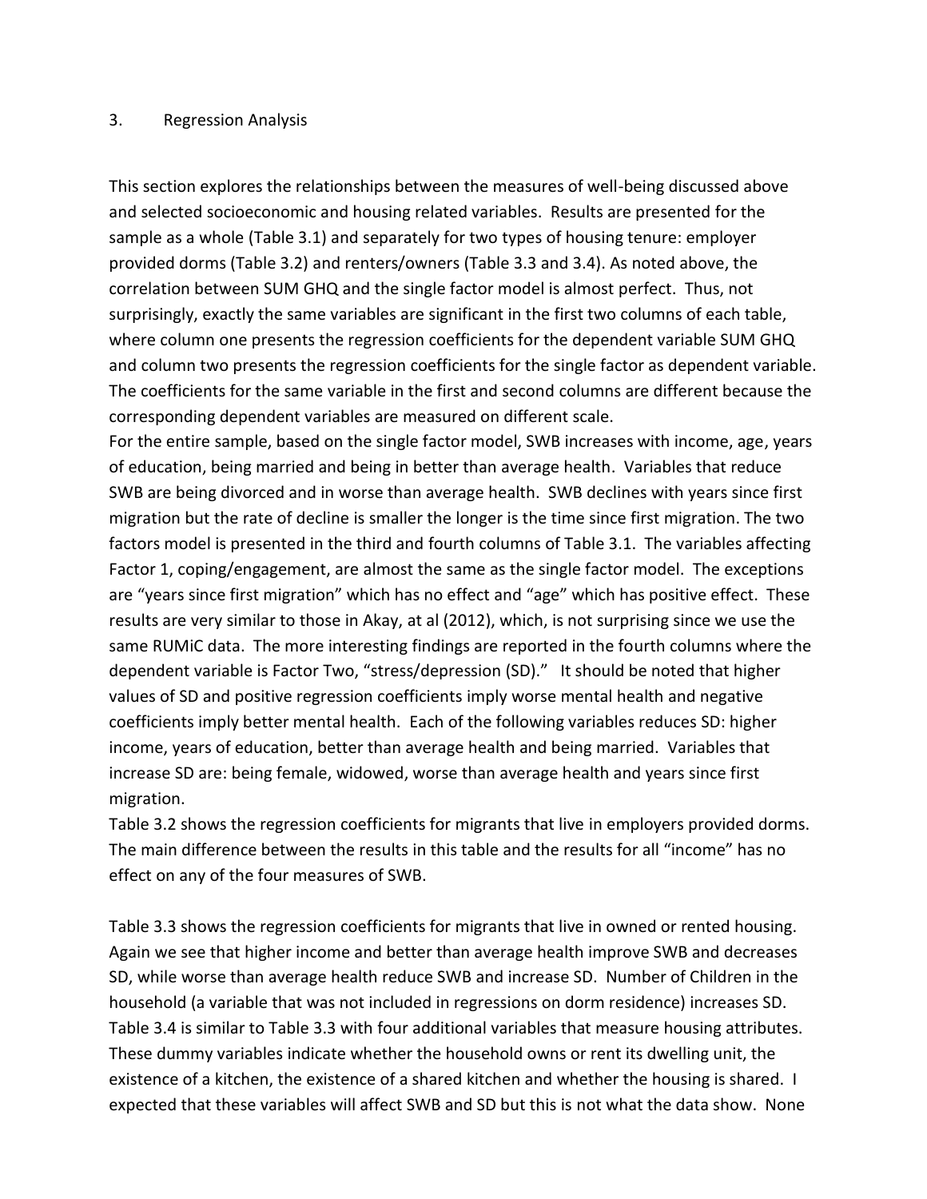## 3. Regression Analysis

This section explores the relationships between the measures of well-being discussed above and selected socioeconomic and housing related variables. Results are presented for the sample as a whole (Table 3.1) and separately for two types of housing tenure: employer provided dorms (Table 3.2) and renters/owners (Table 3.3 and 3.4). As noted above, the correlation between SUM GHQ and the single factor model is almost perfect. Thus, not surprisingly, exactly the same variables are significant in the first two columns of each table, where column one presents the regression coefficients for the dependent variable SUM GHQ and column two presents the regression coefficients for the single factor as dependent variable. The coefficients for the same variable in the first and second columns are different because the corresponding dependent variables are measured on different scale.

For the entire sample, based on the single factor model, SWB increases with income, age, years of education, being married and being in better than average health. Variables that reduce SWB are being divorced and in worse than average health. SWB declines with years since first migration but the rate of decline is smaller the longer is the time since first migration. The two factors model is presented in the third and fourth columns of Table 3.1. The variables affecting Factor 1, coping/engagement, are almost the same as the single factor model. The exceptions are "years since first migration" which has no effect and "age" which has positive effect. These results are very similar to those in Akay, at al (2012), which, is not surprising since we use the same RUMiC data. The more interesting findings are reported in the fourth columns where the dependent variable is Factor Two, "stress/depression (SD)." It should be noted that higher values of SD and positive regression coefficients imply worse mental health and negative coefficients imply better mental health. Each of the following variables reduces SD: higher income, years of education, better than average health and being married. Variables that increase SD are: being female, widowed, worse than average health and years since first migration.

Table 3.2 shows the regression coefficients for migrants that live in employers provided dorms. The main difference between the results in this table and the results for all "income" has no effect on any of the four measures of SWB.

Table 3.3 shows the regression coefficients for migrants that live in owned or rented housing. Again we see that higher income and better than average health improve SWB and decreases SD, while worse than average health reduce SWB and increase SD. Number of Children in the household (a variable that was not included in regressions on dorm residence) increases SD. Table 3.4 is similar to Table 3.3 with four additional variables that measure housing attributes. These dummy variables indicate whether the household owns or rent its dwelling unit, the existence of a kitchen, the existence of a shared kitchen and whether the housing is shared. I expected that these variables will affect SWB and SD but this is not what the data show. None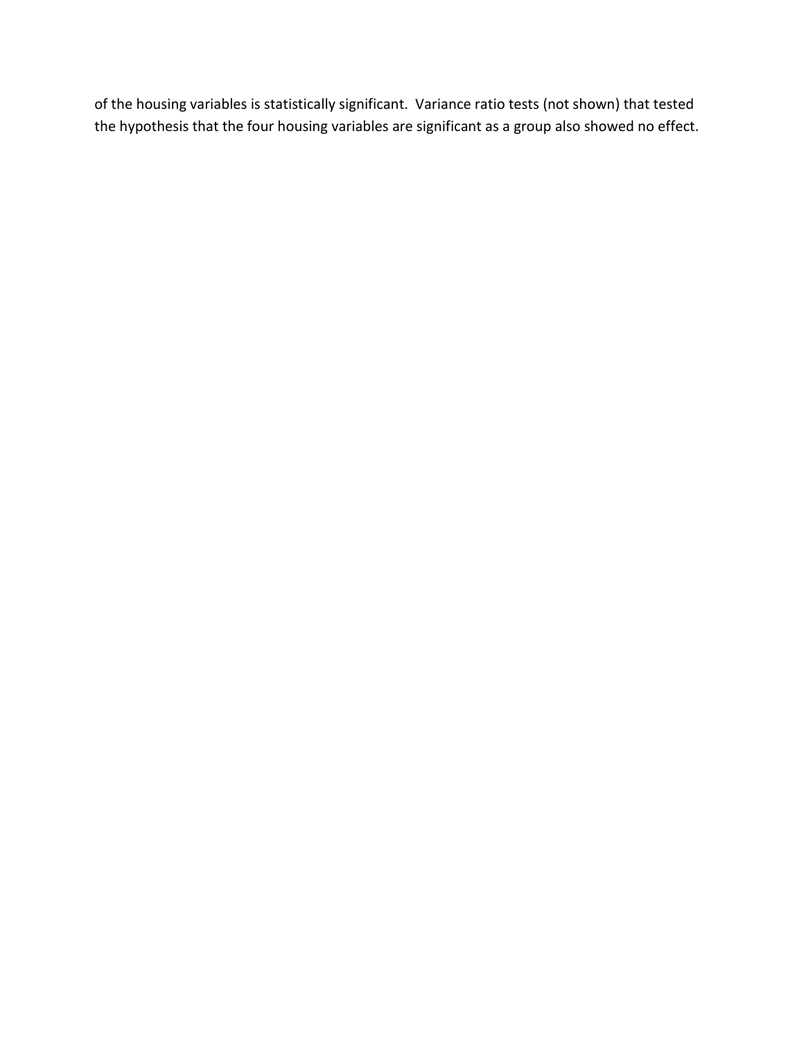of the housing variables is statistically significant. Variance ratio tests (not shown) that tested the hypothesis that the four housing variables are significant as a group also showed no effect.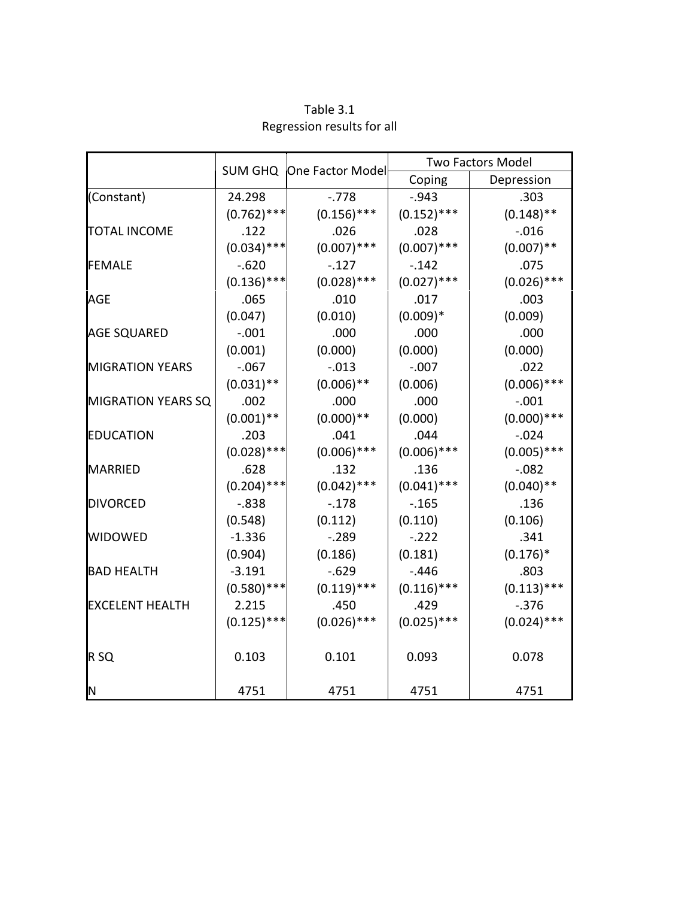Table 3.1
Regression results for all

| | SUM GHQ | One Factor Model | Two Factors Model | |
|---|---|---|---|---|
| | | | Coping | Depression |
| (Constant) | 24.298 | -.778 | -.943 | .303 |
| | (0.762)*** | (0.156)*** | (0.152)*** | (0.148)** |
| TOTAL INCOME | .122 | .026 | .028 | -.016 |
| | (0.034)*** | (0.007)*** | (0.007)*** | (0.007)** |
| FEMALE | -.620 | -.127 | -.142 | .075 |
| | (0.136)*** | (0.028)*** | (0.027)*** | (0.026)*** |
| AGE | .065 | .010 | .017 | .003 |
| | (0.047) | (0.010) | (0.009)* | (0.009) |
| AGE SQUARED | -.001 | .000 | .000 | .000 |
| | (0.001) | (0.000) | (0.000) | (0.000) |
| MIGRATION YEARS | -.067 | -.013 | -.007 | .022 |
| | (0.031)** | (0.006)** | (0.006) | (0.006)*** |
| MIGRATION YEARS SQ | .002 | .000 | .000 | -.001 |
| | (0.001)** | (0.000)** | (0.000) | (0.000)*** |
| EDUCATION | .203 | .041 | .044 | -.024 |
| | (0.028)*** | (0.006)*** | (0.006)*** | (0.005)*** |
| MARRIED | .628 | .132 | .136 | -.082 |
| | (0.204)*** | (0.042)*** | (0.041)*** | (0.040)** |
| DIVORCED | -.838 | -.178 | -.165 | .136 |
| | (0.548) | (0.112) | (0.110) | (0.106) |
| WIDOWED | -1.336 | -.289 | -.222 | .341 |
| | (0.904) | (0.186) | (0.181) | (0.176)* |
| BAD HEALTH | -3.191 | -.629 | -.446 | .803 |
| | (0.580)*** | (0.119)*** | (0.116)*** | (0.113)*** |
| EXCELENT HEALTH | 2.215 | .450 | .429 | -.376 |
| | (0.125)*** | (0.026)*** | (0.025)*** | (0.024)*** |
| R SQ | 0.103 | 0.101 | 0.093 | 0.078 |
| N | 4751 | 4751 | 4751 | 4751 |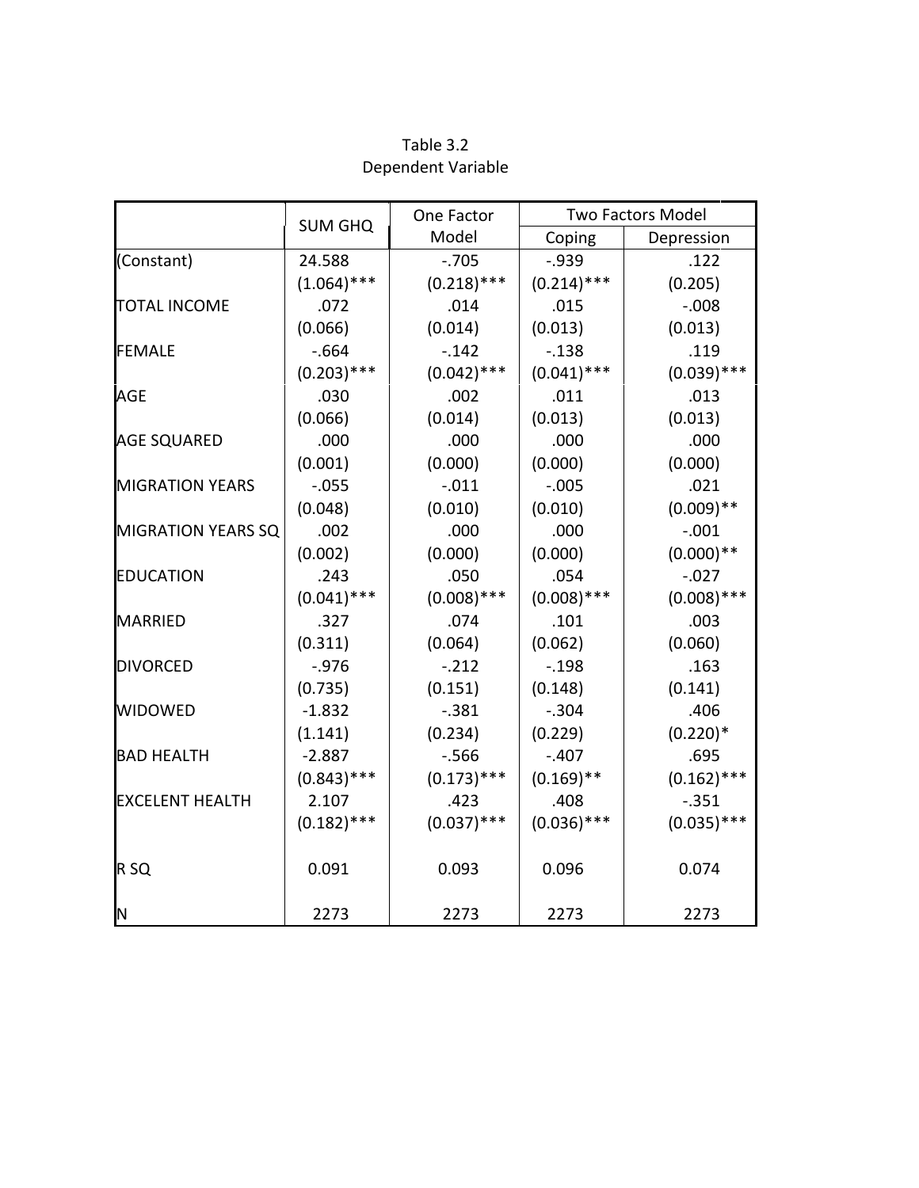Table 3.2
Dependent Variable

| | SUM GHQ | One Factor Model | Two Factors Model | |
|---|---|---|---|---|
| | | | Coping | Depression |
| (Constant) | 24.588 | -.705 | -.939 | .122 |
| | (1.064)*** | (0.218)*** | (0.214)*** | (0.205) |
| TOTAL INCOME | .072 | .014 | .015 | -.008 |
| | (0.066) | (0.014) | (0.013) | (0.013) |
| FEMALE | -.664 | -.142 | -.138 | .119 |
| | (0.203)*** | (0.042)*** | (0.041)*** | (0.039)*** |
| AGE | .030 | .002 | .011 | .013 |
| | (0.066) | (0.014) | (0.013) | (0.013) |
| AGE SQUARED | .000 | .000 | .000 | .000 |
| | (0.001) | (0.000) | (0.000) | (0.000) |
| MIGRATION YEARS | -.055 | -.011 | -.005 | .021 |
| | (0.048) | (0.010) | (0.010) | (0.009)** |
| MIGRATION YEARS SQ | .002 | .000 | .000 | -.001 |
| | (0.002) | (0.000) | (0.000) | (0.000)** |
| EDUCATION | .243 | .050 | .054 | -.027 |
| | (0.041)*** | (0.008)*** | (0.008)*** | (0.008)*** |
| MARRIED | .327 | .074 | .101 | .003 |
| | (0.311) | (0.064) | (0.062) | (0.060) |
| DIVORCED | -.976 | -.212 | -.198 | .163 |
| | (0.735) | (0.151) | (0.148) | (0.141) |
| WIDOWED | -1.832 | -.381 | -.304 | .406 |
| | (1.141) | (0.234) | (0.229) | (0.220)* |
| BAD HEALTH | -2.887 | -.566 | -.407 | .695 |
| | (0.843)*** | (0.173)*** | (0.169)** | (0.162)*** |
| EXCELENT HEALTH | 2.107 | .423 | .408 | -.351 |
| | (0.182)*** | (0.037)*** | (0.036)*** | (0.035)*** |
| R SQ | 0.091 | 0.093 | 0.096 | 0.074 |
| N | 2273 | 2273 | 2273 | 2273 |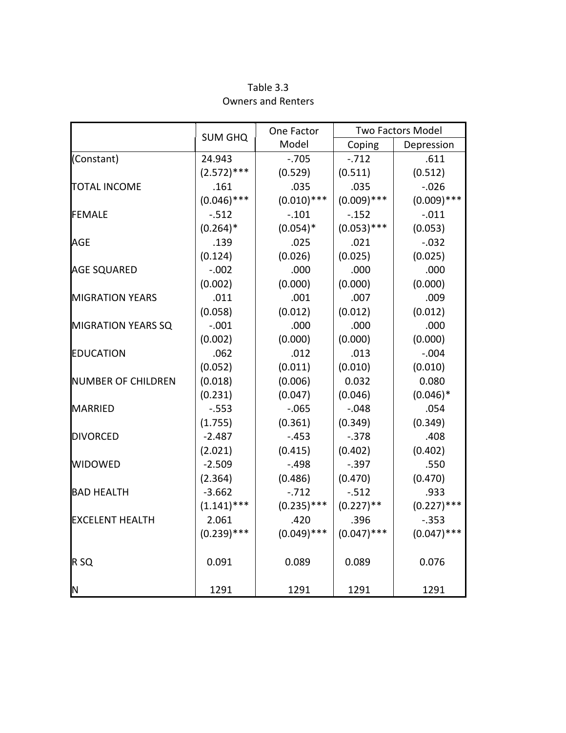Table 3.3

Owners and Renters

| | SUM GHQ | One Factor Model | Two Factors Model | |
|---|---|---|---|---|
| | | | Coping | Depression |
| (Constant) | 24.943 | -.705 | -.712 | .611 |
| | (2.572)*** | (0.529) | (0.511) | (0.512) |
| TOTAL INCOME | .161 | .035 | .035 | -.026 |
| | (0.046)*** | (0.010)*** | (0.009)*** | (0.009)*** |
| FEMALE | -.512 | -.101 | -.152 | -.011 |
| | (0.264)* | (0.054)* | (0.053)*** | (0.053) |
| AGE | .139 | .025 | .021 | -.032 |
| | (0.124) | (0.026) | (0.025) | (0.025) |
| AGE SQUARED | -.002 | .000 | .000 | .000 |
| | (0.002) | (0.000) | (0.000) | (0.000) |
| MIGRATION YEARS | .011 | .001 | .007 | .009 |
| | (0.058) | (0.012) | (0.012) | (0.012) |
| MIGRATION YEARS SQ | -.001 | .000 | .000 | .000 |
| | (0.002) | (0.000) | (0.000) | (0.000) |
| EDUCATION | .062 | .012 | .013 | -.004 |
| | (0.052) | (0.011) | (0.010) | (0.010) |
| NUMBER OF CHILDREN | (0.018) | (0.006) | 0.032 | 0.080 |
| | (0.231) | (0.047) | (0.046) | (0.046)* |
| MARRIED | -.553 | -.065 | -.048 | .054 |
| | (1.755) | (0.361) | (0.349) | (0.349) |
| DIVORCED | -2.487 | -.453 | -.378 | .408 |
| | (2.021) | (0.415) | (0.402) | (0.402) |
| WIDOWED | -2.509 | -.498 | -.397 | .550 |
| | (2.364) | (0.486) | (0.470) | (0.470) |
| BAD HEALTH | -3.662 | -.712 | -.512 | .933 |
| | (1.141)*** | (0.235)*** | (0.227)** | (0.227)*** |
| EXCELENT HEALTH | 2.061 | .420 | .396 | -.353 |
| | (0.239)*** | (0.049)*** | (0.047)*** | (0.047)*** |
| R SQ | 0.091 | 0.089 | 0.089 | 0.076 |
| N | 1291 | 1291 | 1291 | 1291 |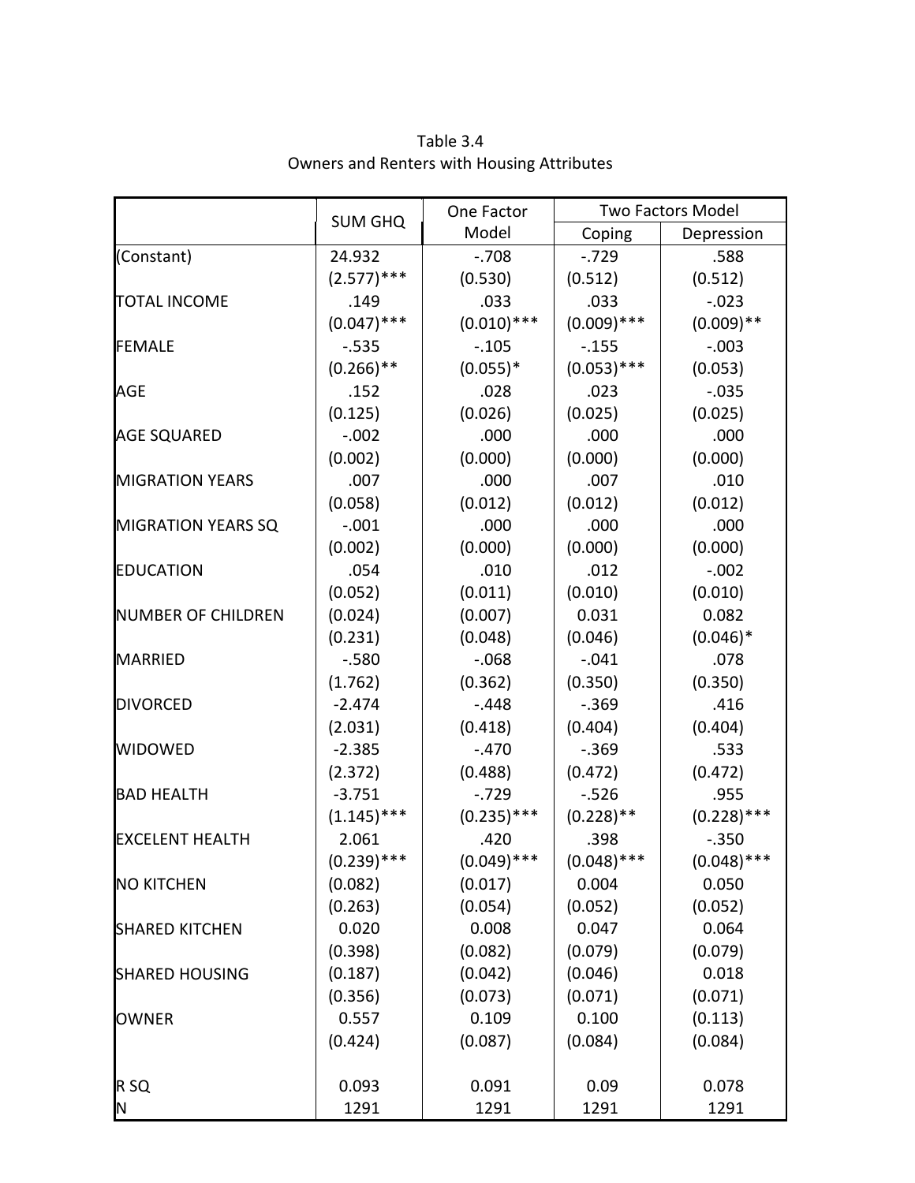Table 3.4
Owners and Renters with Housing Attributes

| | SUM GHQ | One Factor Model | Two Factors Model | |
|---|---|---|---|---|
| | | | Coping | Depression |
| (Constant) | 24.932 | -.708 | -.729 | .588 |
| | (2.577)*** | (0.530) | (0.512) | (0.512) |
| TOTAL INCOME | .149 | .033 | .033 | -.023 |
| | (0.047)*** | (0.010)*** | (0.009)*** | (0.009)** |
| FEMALE | -.535 | -.105 | -.155 | -.003 |
| | (0.266)** | (0.055)* | (0.053)*** | (0.053) |
| AGE | .152 | .028 | .023 | -.035 |
| | (0.125) | (0.026) | (0.025) | (0.025) |
| AGE SQUARED | -.002 | .000 | .000 | .000 |
| | (0.002) | (0.000) | (0.000) | (0.000) |
| MIGRATION YEARS | .007 | .000 | .007 | .010 |
| | (0.058) | (0.012) | (0.012) | (0.012) |
| MIGRATION YEARS SQ | -.001 | .000 | .000 | .000 |
| | (0.002) | (0.000) | (0.000) | (0.000) |
| EDUCATION | .054 | .010 | .012 | -.002 |
| | (0.052) | (0.011) | (0.010) | (0.010) |
| NUMBER OF CHILDREN | (0.024) | (0.007) | 0.031 | 0.082 |
| | (0.231) | (0.048) | (0.046) | (0.046)* |
| MARRIED | -.580 | -.068 | -.041 | .078 |
| | (1.762) | (0.362) | (0.350) | (0.350) |
| DIVORCED | -2.474 | -.448 | -.369 | .416 |
| | (2.031) | (0.418) | (0.404) | (0.404) |
| WIDOWED | -2.385 | -.470 | -.369 | .533 |
| | (2.372) | (0.488) | (0.472) | (0.472) |
| BAD HEALTH | -3.751 | -.729 | -.526 | .955 |
| | (1.145)*** | (0.235)*** | (0.228)** | (0.228)*** |
| EXCELENT HEALTH | 2.061 | .420 | .398 | -.350 |
| | (0.239)*** | (0.049)*** | (0.048)*** | (0.048)*** |
| NO KITCHEN | (0.082) | (0.017) | 0.004 | 0.050 |
| | (0.263) | (0.054) | (0.052) | (0.052) |
| SHARED KITCHEN | 0.020 | 0.008 | 0.047 | 0.064 |
| | (0.398) | (0.082) | (0.079) | (0.079) |
| SHARED HOUSING | (0.187) | (0.042) | (0.046) | 0.018 |
| | (0.356) | (0.073) | (0.071) | (0.071) |
| OWNER | 0.557 | 0.109 | 0.100 | (0.113) |
| | (0.424) | (0.087) | (0.084) | (0.084) |
| | | | | |
| R SQ | 0.093 | 0.091 | 0.09 | 0.078 |
| N | 1291 | 1291 | 1291 | 1291 |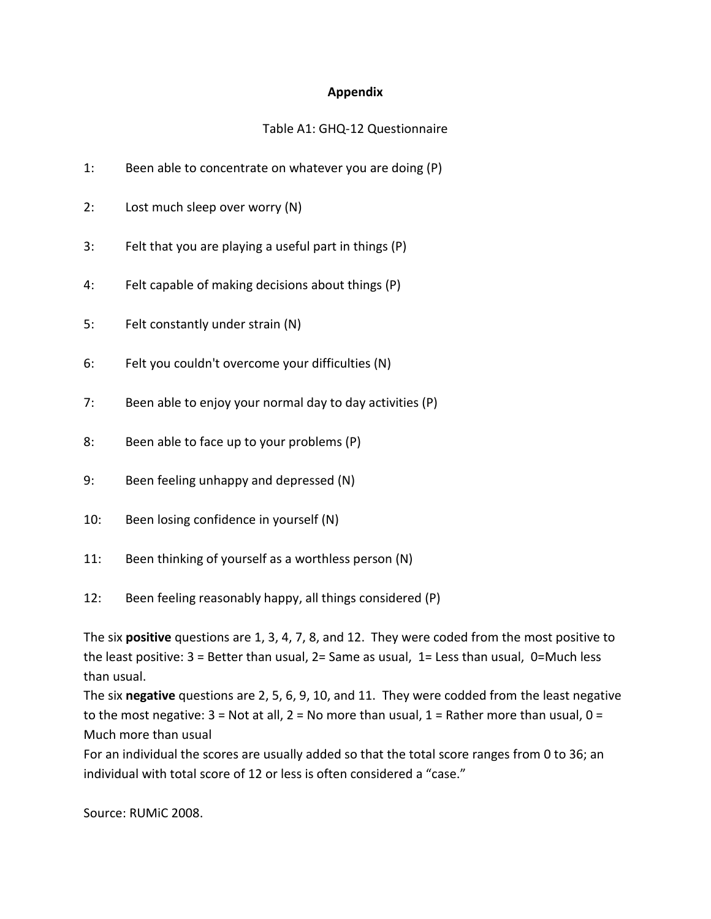# Appendix

Table A1: GHQ-12 Questionnaire

1: Been able to concentrate on whatever you are doing (P)

2: Lost much sleep over worry (N)

3: Felt that you are playing a useful part in things (P)

4: Felt capable of making decisions about things (P)

5: Felt constantly under strain (N)

6: Felt you couldn't overcome your difficulties (N)

7: Been able to enjoy your normal day to day activities (P)

8: Been able to face up to your problems (P)

9: Been feeling unhappy and depressed (N)

10: Been losing confidence in yourself (N)

11: Been thinking of yourself as a worthless person (N)

12: Been feeling reasonably happy, all things considered (P)

The six **positive** questions are 1, 3, 4, 7, 8, and 12. They were coded from the most positive to the least positive: 3 = Better than usual, 2= Same as usual, 1= Less than usual, 0=Much less than usual.
The six **negative** questions are 2, 5, 6, 9, 10, and 11. They were codded from the least negative to the most negative: 3 = Not at all, 2 = No more than usual, 1 = Rather more than usual, 0 = Much more than usual
For an individual the scores are usually added so that the total score ranges from 0 to 36; an individual with total score of 12 or less is often considered a "case."

Source: RUMiC 2008.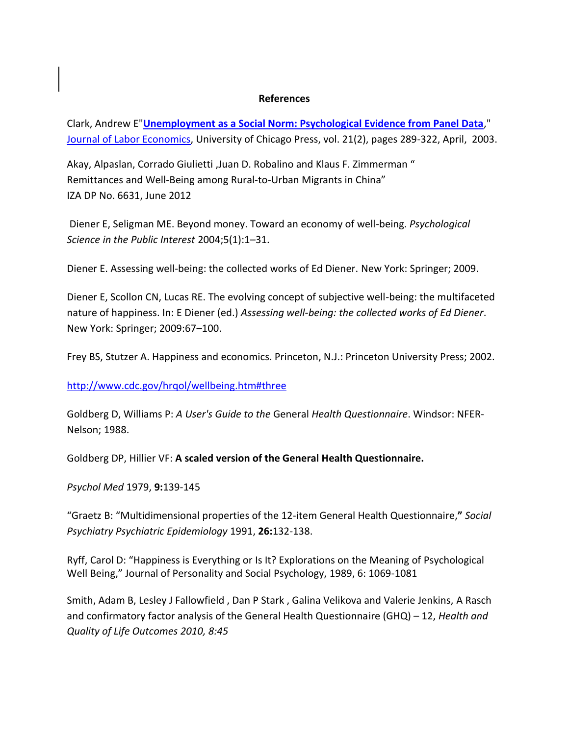**References**

Clark, Andrew E"**Unemployment as a Social Norm: Psychological Evidence from Panel Data**," Journal of Labor Economics, University of Chicago Press, vol. 21(2), pages 289-322, April, 2003.

Akay, Alpaslan, Corrado Giulietti ,Juan D. Robalino and Klaus F. Zimmerman " Remittances and Well-Being among Rural-to-Urban Migrants in China" IZA DP No. 6631, June 2012

Diener E, Seligman ME. Beyond money. Toward an economy of well-being. *Psychological Science in the Public Interest* 2004;5(1):1–31.

Diener E. Assessing well-being: the collected works of Ed Diener. New York: Springer; 2009.

Diener E, Scollon CN, Lucas RE. The evolving concept of subjective well-being: the multifaceted nature of happiness. In: E Diener (ed.) *Assessing well-being: the collected works of Ed Diener*. New York: Springer; 2009:67–100.

Frey BS, Stutzer A. Happiness and economics. Princeton, N.J.: Princeton University Press; 2002.

http://www.cdc.gov/hrqol/wellbeing.htm#three

Goldberg D, Williams P: *A User's Guide to the* General *Health Questionnaire*. Windsor: NFER-Nelson; 1988.

Goldberg DP, Hillier VF: **A scaled version of the General Health Questionnaire.**

*Psychol Med* 1979, **9:**139-145

"Graetz B: "Multidimensional properties of the 12-item General Health Questionnaire,**"** *Social Psychiatry Psychiatric Epidemiology* 1991, **26:**132-138.

Ryff, Carol D: "Happiness is Everything or Is It? Explorations on the Meaning of Psychological Well Being," Journal of Personality and Social Psychology, 1989, 6: 1069-1081

Smith, Adam B, Lesley J Fallowfield , Dan P Stark , Galina Velikova and Valerie Jenkins, A Rasch and confirmatory factor analysis of the General Health Questionnaire (GHQ) – 12, *Health and Quality of Life Outcomes 2010, 8:45*